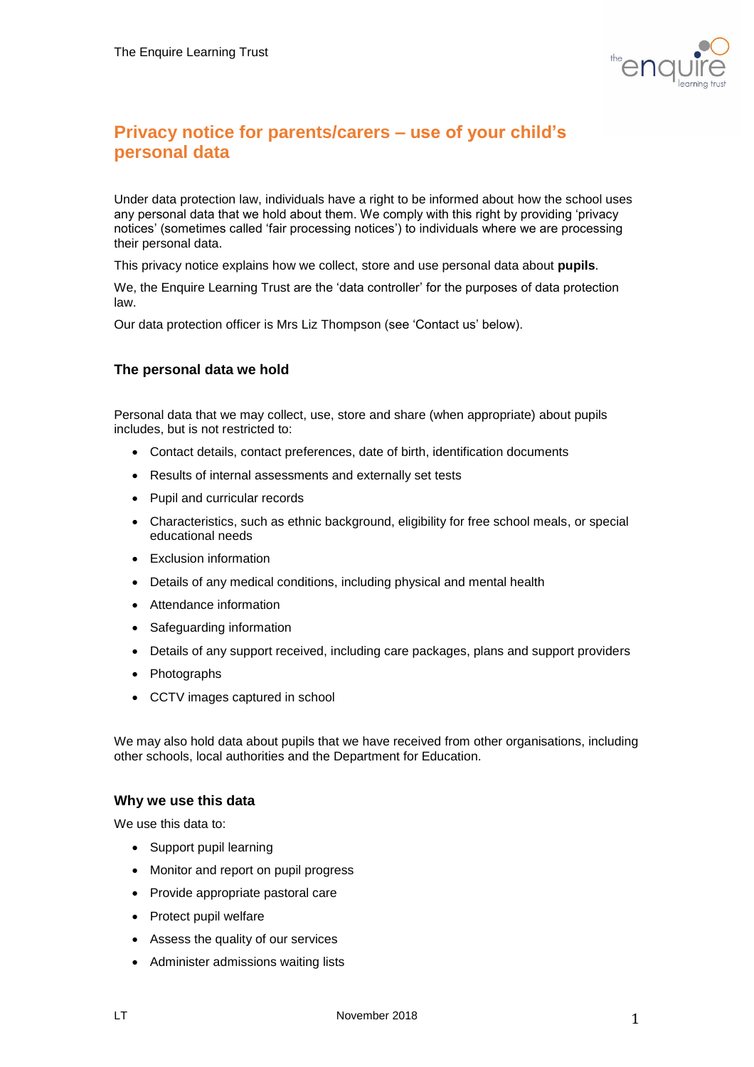# Privacy notice for parents/carers – use of your child's personal data

Under data protection law, individuals have a right to be informed about how the school uses any personal data that we hold about them. We comply with this right by providing 'privacy notices' (sometimes called 'fair processing notices') to individuals where we are processing their personal data.

This privacy notice explains how we collect, store and use personal data about **pupils**.

We, the Enquire Learning Trust are the 'data controller' for the purposes of data protection law.

Our data protection officer is Mrs Liz Thompson (see 'Contact us' below).

## The personal data we hold

Personal data that we may collect, use, store and share (when appropriate) about pupils includes, but is not restricted to:

- Contact details, contact preferences, date of birth, identification documents
- Results of internal assessments and externally set tests
- Pupil and curricular records
- Characteristics, such as ethnic background, eligibility for free school meals, or special educational needs
- Exclusion information
- Details of any medical conditions, including physical and mental health
- Attendance information
- Safeguarding information
- Details of any support received, including care packages, plans and support providers
- Photographs
- CCTV images captured in school

We may also hold data about pupils that we have received from other organisations, including other schools, local authorities and the Department for Education.

## Why we use this data

We use this data to:

- Support pupil learning
- Monitor and report on pupil progress
- Provide appropriate pastoral care
- Protect pupil welfare
- Assess the quality of our services
- Administer admissions waiting lists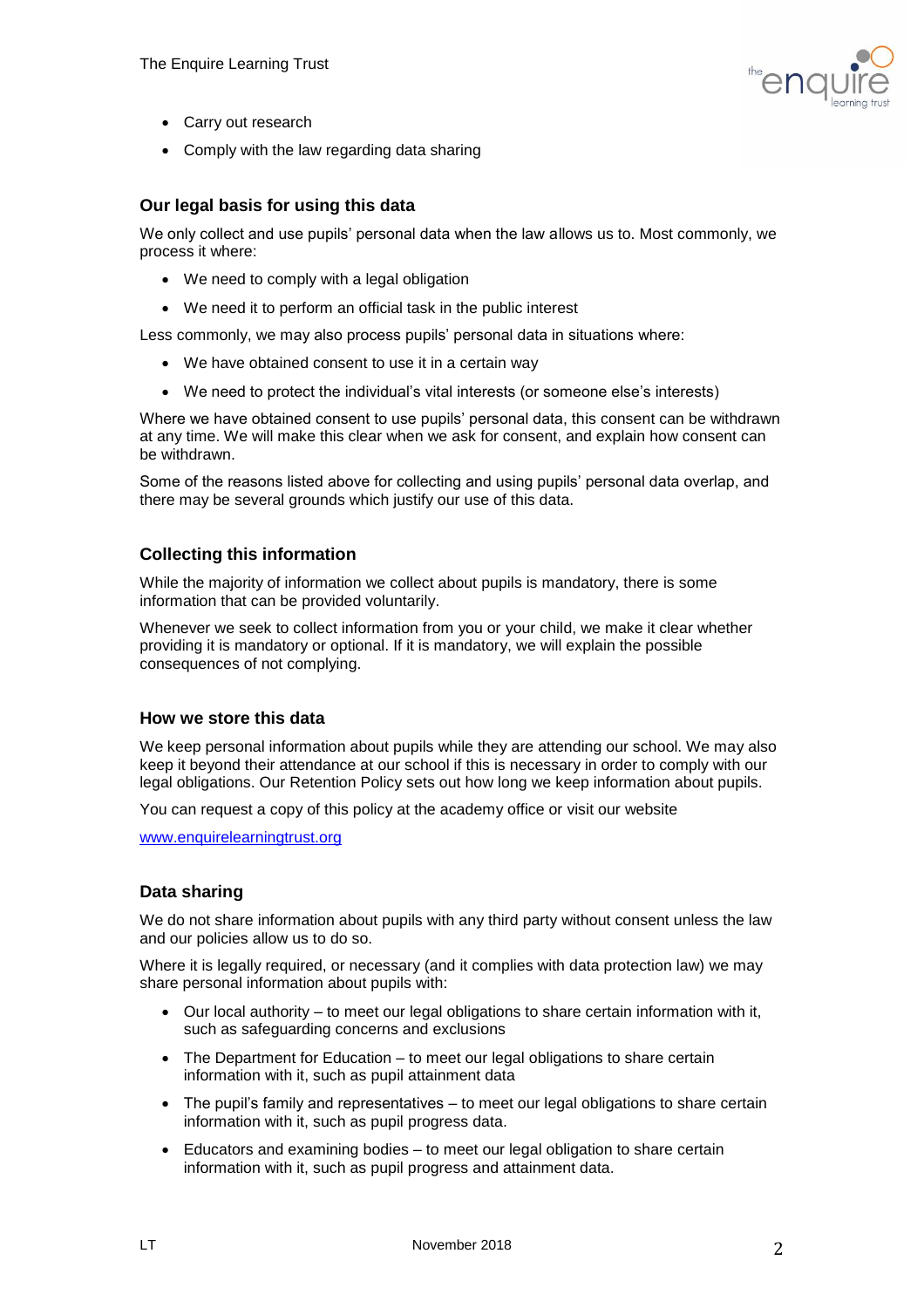- Carry out research
- Comply with the law regarding data sharing

### Our legal basis for using this data

We only collect and use pupils' personal data when the law allows us to. Most commonly, we process it where:

- We need to comply with a legal obligation
- We need it to perform an official task in the public interest

Less commonly, we may also process pupils' personal data in situations where:

- We have obtained consent to use it in a certain way
- We need to protect the individual's vital interests (or someone else's interests)

Where we have obtained consent to use pupils' personal data, this consent can be withdrawn at any time. We will make this clear when we ask for consent, and explain how consent can be withdrawn.

Some of the reasons listed above for collecting and using pupils' personal data overlap, and there may be several grounds which justify our use of this data.

### Collecting this information

While the majority of information we collect about pupils is mandatory, there is some information that can be provided voluntarily.

Whenever we seek to collect information from you or your child, we make it clear whether providing it is mandatory or optional. If it is mandatory, we will explain the possible consequences of not complying.

### How we store this data

We keep personal information about pupils while they are attending our school. We may also keep it beyond their attendance at our school if this is necessary in order to comply with our legal obligations. Our Retention Policy sets out how long we keep information about pupils.

You can request a copy of this policy at the academy office or visit our website

[www.enquirelearningtrust.org](www.enquirelearningtrust.org)

### Data sharing

We do not share information about pupils with any third party without consent unless the law and our policies allow us to do so.

Where it is legally required, or necessary (and it complies with data protection law) we may share personal information about pupils with:

- Our local authority – to meet our legal obligations to share certain information with it, such as safeguarding concerns and exclusions
- The Department for Education – to meet our legal obligations to share certain information with it, such as pupil attainment data
- The pupil's family and representatives – to meet our legal obligations to share certain information with it, such as pupil progress data.
- Educators and examining bodies – to meet our legal obligation to share certain information with it, such as pupil progress and attainment data.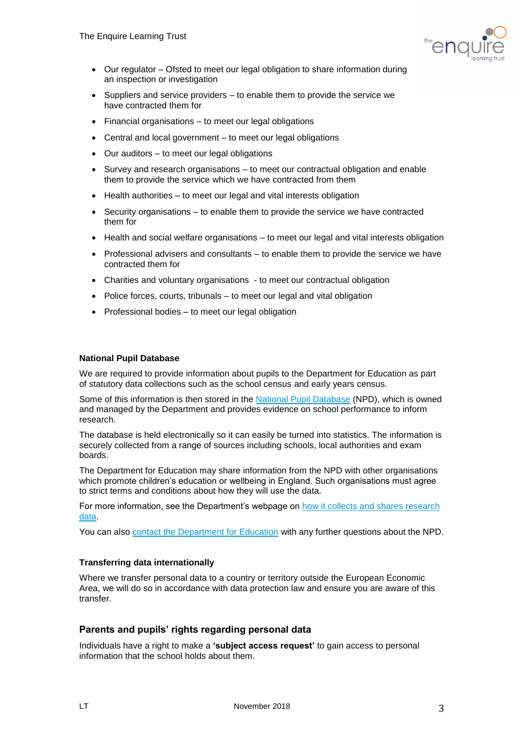- Our regulator – Ofsted to meet our legal obligation to share information during an inspection or investigation
- Suppliers and service providers – to enable them to provide the service we have contracted them for
- Financial organisations – to meet our legal obligations
- Central and local government – to meet our legal obligations
- Our auditors – to meet our legal obligations
- Survey and research organisations – to meet our contractual obligation and enable them to provide the service which we have contracted from them
- Health authorities – to meet our legal and vital interests obligation
- Security organisations – to enable them to provide the service we have contracted them for
- Health and social welfare organisations – to meet our legal and vital interests obligation
- Professional advisers and consultants – to enable them to provide the service we have contracted them for
- Charities and voluntary organisations - to meet our contractual obligation
- Police forces, courts, tribunals – to meet our legal and vital obligation
- Professional bodies – to meet our legal obligation

### National Pupil Database

We are required to provide information about pupils to the Department for Education as part of statutory data collections such as the school census and early years census.

Some of this information is then stored in the National Pupil Database (NPD), which is owned and managed by the Department and provides evidence on school performance to inform research.

The database is held electronically so it can easily be turned into statistics. The information is securely collected from a range of sources including schools, local authorities and exam boards.

The Department for Education may share information from the NPD with other organisations which promote children's education or wellbeing in England. Such organisations must agree to strict terms and conditions about how they will use the data.

For more information, see the Department's webpage on how it collects and shares research data.

You can also contact the Department for Education with any further questions about the NPD.

### Transferring data internationally

Where we transfer personal data to a country or territory outside the European Economic Area, we will do so in accordance with data protection law and ensure you are aware of this transfer.

## Parents and pupils' rights regarding personal data

Individuals have a right to make a **'subject access request'** to gain access to personal information that the school holds about them.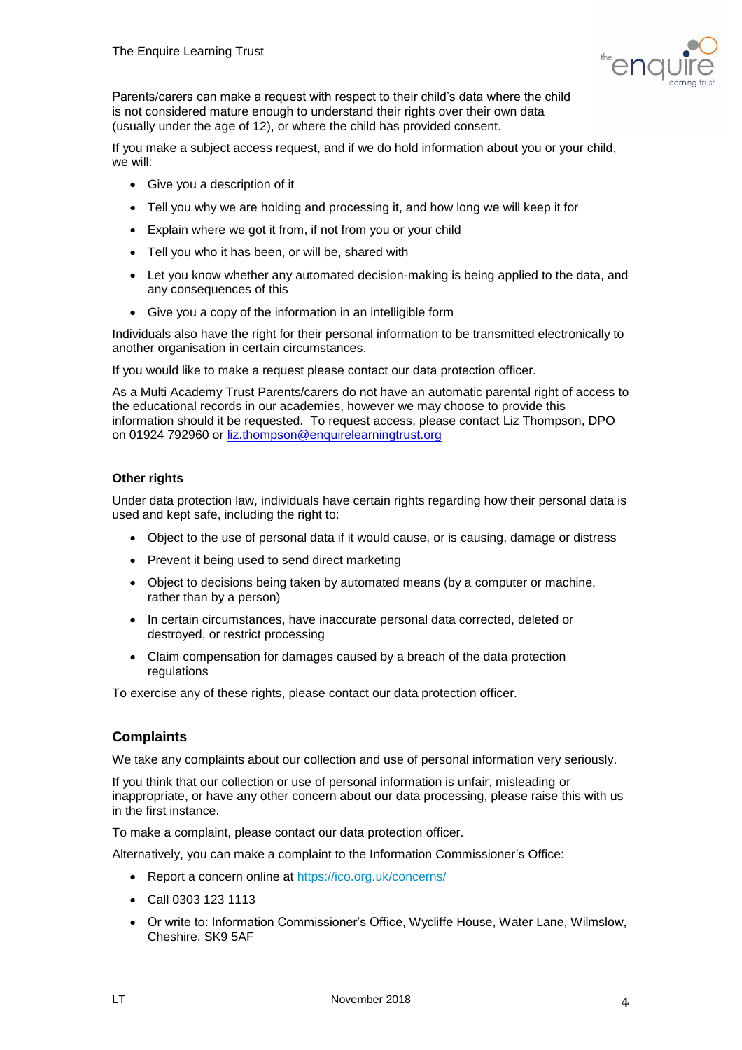Parents/carers can make a request with respect to their child's data where the child is not considered mature enough to understand their rights over their own data (usually under the age of 12), or where the child has provided consent.

If you make a subject access request, and if we do hold information about you or your child, we will:

- Give you a description of it
- Tell you why we are holding and processing it, and how long we will keep it for
- Explain where we got it from, if not from you or your child
- Tell you who it has been, or will be, shared with
- Let you know whether any automated decision-making is being applied to the data, and any consequences of this
- Give you a copy of the information in an intelligible form

Individuals also have the right for their personal information to be transmitted electronically to another organisation in certain circumstances.

If you would like to make a request please contact our data protection officer.

As a Multi Academy Trust Parents/carers do not have an automatic parental right of access to the educational records in our academies, however we may choose to provide this information should it be requested. To request access, please contact Liz Thompson, DPO on 01924 792960 or liz.thompson@enquirelearningtrust.org

### Other rights

Under data protection law, individuals have certain rights regarding how their personal data is used and kept safe, including the right to:

- Object to the use of personal data if it would cause, or is causing, damage or distress
- Prevent it being used to send direct marketing
- Object to decisions being taken by automated means (by a computer or machine, rather than by a person)
- In certain circumstances, have inaccurate personal data corrected, deleted or destroyed, or restrict processing
- Claim compensation for damages caused by a breach of the data protection regulations

To exercise any of these rights, please contact our data protection officer.

## Complaints

We take any complaints about our collection and use of personal information very seriously.

If you think that our collection or use of personal information is unfair, misleading or inappropriate, or have any other concern about our data processing, please raise this with us in the first instance.

To make a complaint, please contact our data protection officer.

Alternatively, you can make a complaint to the Information Commissioner's Office:

- Report a concern online at https://ico.org.uk/concerns/
- Call 0303 123 1113
- Or write to: Information Commissioner's Office, Wycliffe House, Water Lane, Wilmslow, Cheshire, SK9 5AF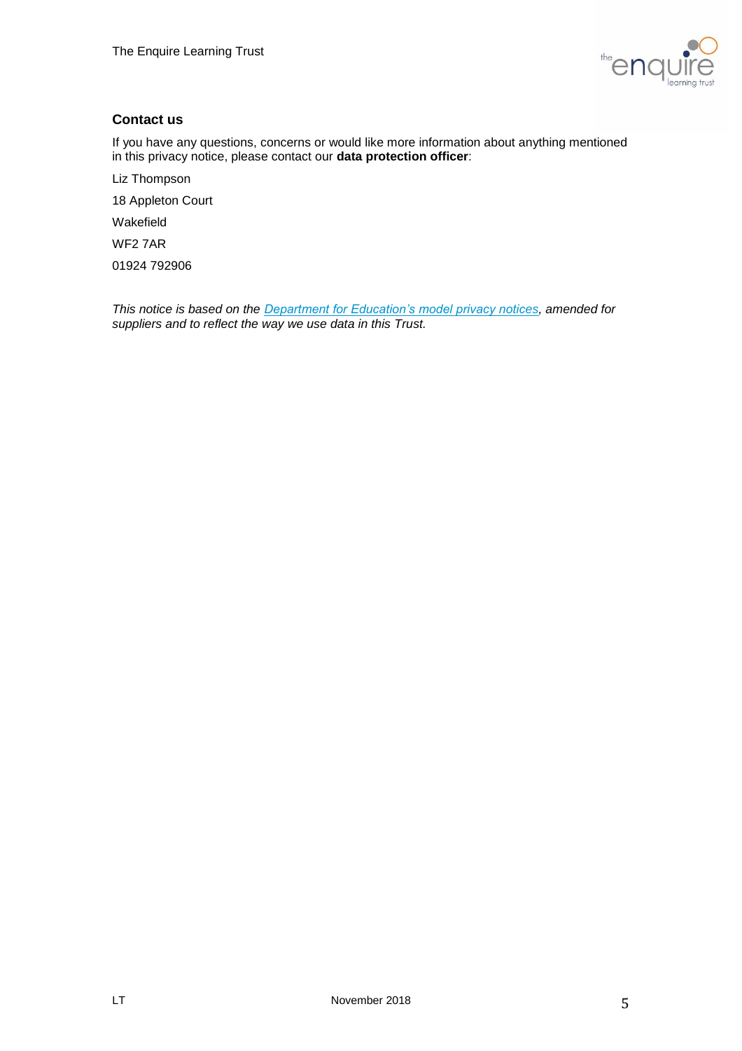## Contact us

If you have any questions, concerns or would like more information about anything mentioned in this privacy notice, please contact our **data protection officer**:

Liz Thompson

18 Appleton Court

Wakefield

WF2 7AR

01924 792906

*This notice is based on the [Department for Education's model privacy notices](), amended for suppliers and to reflect the way we use data in this Trust.*